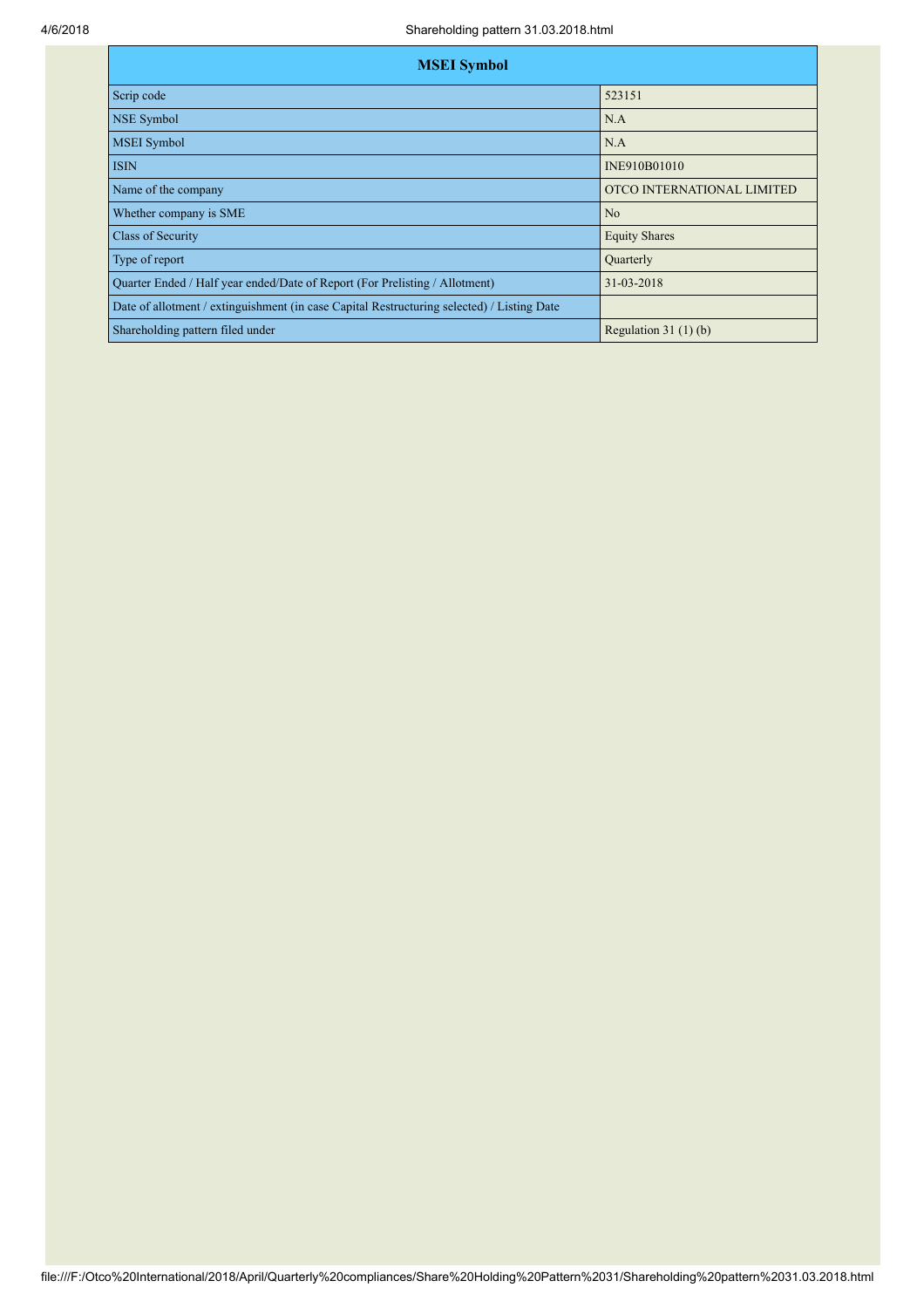| MSEI Symbol | |
|---|---|
| Scrip code | 523151 |
| NSE Symbol | N.A |
| MSEI Symbol | N.A |
| ISIN | INE910B01010 |
| Name of the company | OTCO INTERNATIONAL LIMITED |
| Whether company is SME | No |
| Class of Security | Equity Shares |
| Type of report | Quarterly |
| Quarter Ended / Half year ended/Date of Report (For Prelisting / Allotment) | 31-03-2018 |
| Date of allotment / extinguishment (in case Capital Restructuring selected) / Listing Date | |
| Shareholding pattern filed under | Regulation 31 (1) (b) |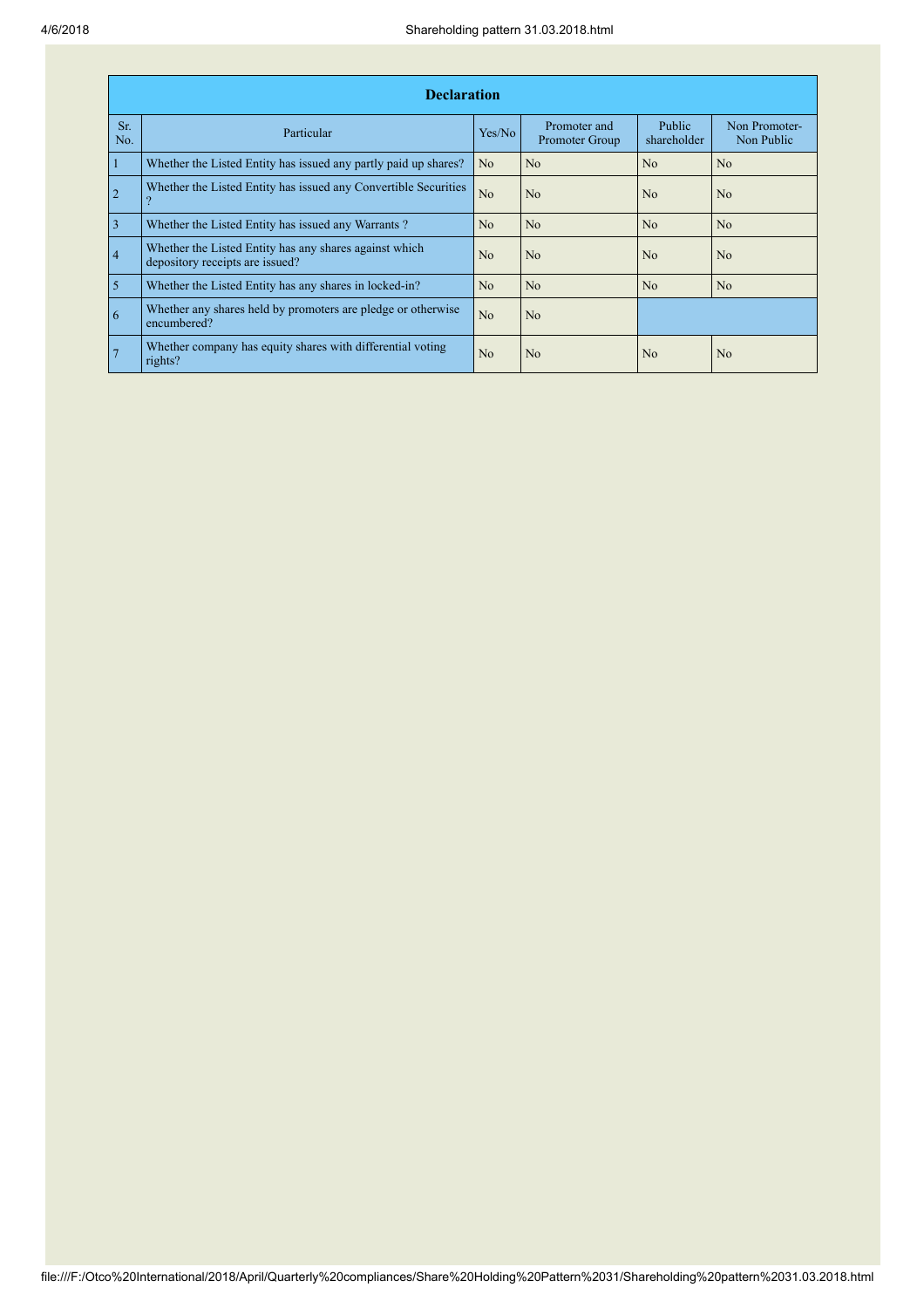| Declaration | | | | | |
|---|---|---|---|---|---|
| Sr. No. | Particular | Yes/No | Promoter and Promoter Group | Public shareholder | Non Promoter- Non Public |
| 1 | Whether the Listed Entity has issued any partly paid up shares? | No | No | No | No |
| 2 | Whether the Listed Entity has issued any Convertible Securities ? | No | No | No | No |
| 3 | Whether the Listed Entity has issued any Warrants ? | No | No | No | No |
| 4 | Whether the Listed Entity has any shares against which depository receipts are issued? | No | No | No | No |
| 5 | Whether the Listed Entity has any shares in locked-in? | No | No | No | No |
| 6 | Whether any shares held by promoters are pledge or otherwise encumbered? | No | No | | |
| 7 | Whether company has equity shares with differential voting rights? | No | No | No | No |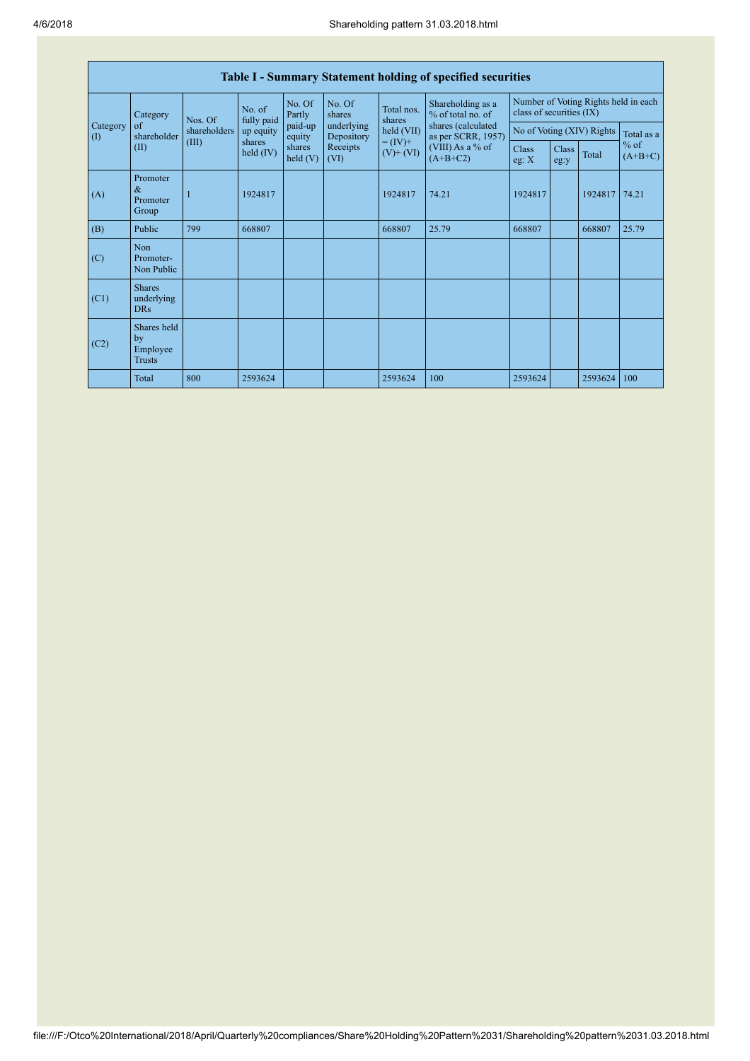| Table I - Summary Statement holding of specified securities | | | | | | | | | | | | |
|---|---|---|---|---|---|---|---|---|---|---|---|---|
| Category (I) | Category of shareholder (II) | Nos. Of shareholders (III) | No. of fully paid up equity shares held (IV) | No. Of Partly paid-up equity shares held (V) | No. Of shares underlying Depository Receipts (VI) | Total nos. shares held (VII) = (IV)+ (V)+ (VI) | Shareholding as a % of total no. of shares (calculated as per SCRR, 1957) (VIII) As a % of (A+B+C2) | Number of Voting Rights held in each class of securities (IX) | | | |
| | | | | | | | | No of Voting (XIV) Rights | | | Total as a % of (A+B+C) |
| | | | | | | | | Class eg: X | Class eg:y | Total | |
| (A) | Promoter & Promoter Group | 1 | 1924817 | | | 1924817 | 74.21 | 1924817 | | 1924817 | 74.21 |
| (B) | Public | 799 | 668807 | | | 668807 | 25.79 | 668807 | | 668807 | 25.79 |
| (C) | Non Promoter- Non Public | | | | | | | | | | |
| (C1) | Shares underlying DRs | | | | | | | | | | |
| (C2) | Shares held by Employee Trusts | | | | | | | | | | |
| | Total | 800 | 2593624 | | | 2593624 | 100 | 2593624 | | 2593624 | 100 |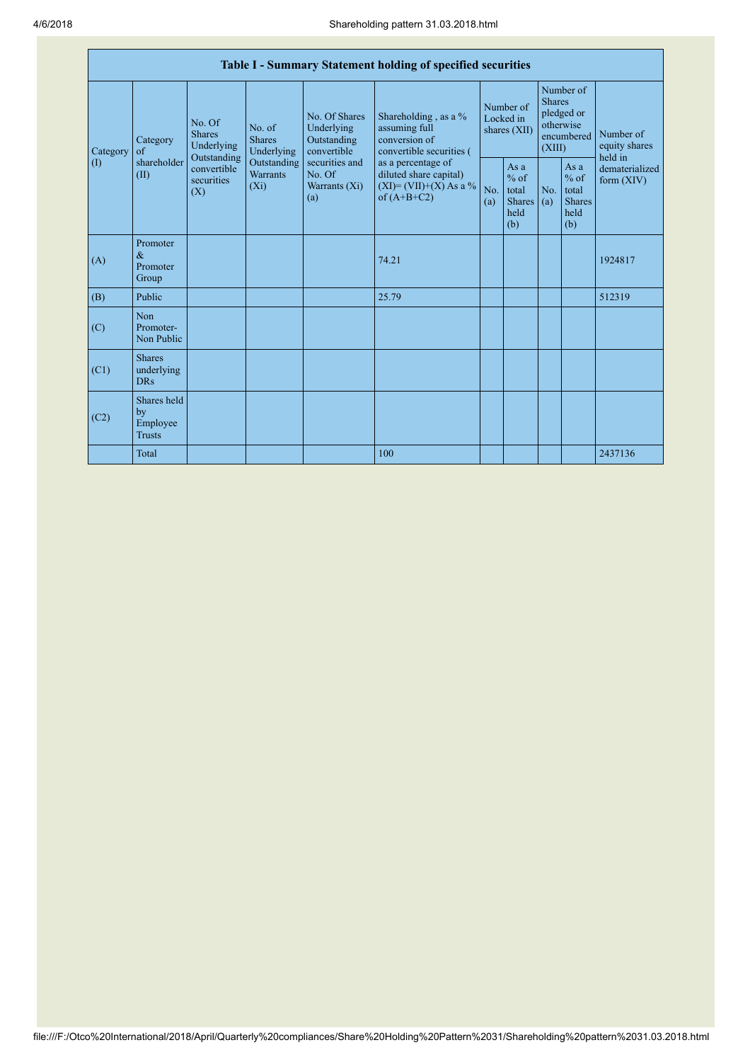| Table I - Summary Statement holding of specified securities | | | | | | | | | | | |
|---|---|---|---|---|---|---|---|---|---|---|---|
| Category (I) | Category of shareholder (II) | No. Of Shares Underlying Outstanding convertible securities (X) | No. of Shares Underlying Outstanding Warrants (Xi) | No. Of Shares Underlying Outstanding convertible securities and No. Of Warrants (Xi) (a) | Shareholding , as a % assuming full conversion of convertible securities ( as a percentage of diluted share capital) (XI)= (VII)+(X) As a % of (A+B+C2) | Number of Locked in shares (XII) | | Number of Shares pledged or otherwise encumbered (XIII) | | Number of equity shares held in dematerialized form (XIV) |
| | | | | | | No. (a) | As a % of total Shares held (b) | No. (a) | As a % of total Shares held (b) | |
| (A) | Promoter & Promoter Group | | | | 74.21 | | | | | 1924817 |
| (B) | Public | | | | 25.79 | | | | | 512319 |
| (C) | Non Promoter- Non Public | | | | | | | | | |
| (C1) | Shares underlying DRs | | | | | | | | | |
| (C2) | Shares held by Employee Trusts | | | | | | | | | |
| | Total | | | | 100 | | | | | 2437136 |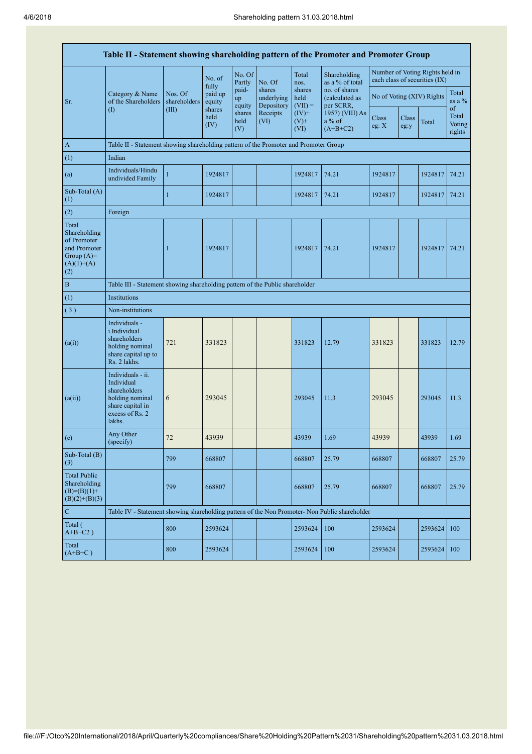| Table II - Statement showing shareholding pattern of the Promoter and Promoter Group | | | | | | | | | | | | |
|---|---|---|---|---|---|---|---|---|---|---|---|---|
| Sr. | Category & Name of the Shareholders (I) | Nos. Of shareholders (III) | No. of fully paid up equity shares held (IV) | No. Of Partly paid-up equity shares held (V) | No. Of shares underlying Depository Receipts (VI) | Total nos. shares held (VII) = (IV)+ (V)+ (VI) | Shareholding as a % of total no. of shares (calculated as per SCRR, 1957) (VIII) As a % of (A+B+C2) | Number of Voting Rights held in each class of securities (IX) | | | |
| | | | | | | | | No of Voting (XIV) Rights | | | Total as a % of Total Voting rights |
| | | | | | | | | Class eg: X | Class eg:y | Total | |
| A | Table II - Statement showing shareholding pattern of the Promoter and Promoter Group | | | | | | | | | | |
| (1) | Indian | | | | | | | | | | |
| (a) | Individuals/Hindu undivided Family | 1 | 1924817 | | | 1924817 | 74.21 | 1924817 | | 1924817 | 74.21 |
| Sub-Total (A) (1) | | 1 | 1924817 | | | 1924817 | 74.21 | 1924817 | | 1924817 | 74.21 |
| (2) | Foreign | | | | | | | | | | |
| Total Shareholding of Promoter and Promoter Group (A)= (A)(1)+(A)(2) | | 1 | 1924817 | | | 1924817 | 74.21 | 1924817 | | 1924817 | 74.21 |
| B | Table III - Statement showing shareholding pattern of the Public shareholder | | | | | | | | | | |
| (1) | Institutions | | | | | | | | | | |
| (3) | Non-institutions | | | | | | | | | | |
| (a(i)) | Individuals - i.Individual shareholders holding nominal share capital up to Rs. 2 lakhs. | 721 | 331823 | | | 331823 | 12.79 | 331823 | | 331823 | 12.79 |
| (a(ii)) | Individuals - ii. Individual shareholders holding nominal share capital in excess of Rs. 2 lakhs. | 6 | 293045 | | | 293045 | 11.3 | 293045 | | 293045 | 11.3 |
| (e) | Any Other (specify) | 72 | 43939 | | | 43939 | 1.69 | 43939 | | 43939 | 1.69 |
| Sub-Total (B) (3) | | 799 | 668807 | | | 668807 | 25.79 | 668807 | | 668807 | 25.79 |
| Total Public Shareholding (B)=(B)(1)+(B)(2)+(B)(3) | | 799 | 668807 | | | 668807 | 25.79 | 668807 | | 668807 | 25.79 |
| C | Table IV - Statement showing shareholding pattern of the Non Promoter- Non Public shareholder | | | | | | | | | | |
| Total ( A+B+C2 ) | | 800 | 2593624 | | | 2593624 | 100 | 2593624 | | 2593624 | 100 |
| Total (A+B+C ) | | 800 | 2593624 | | | 2593624 | 100 | 2593624 | | 2593624 | 100 |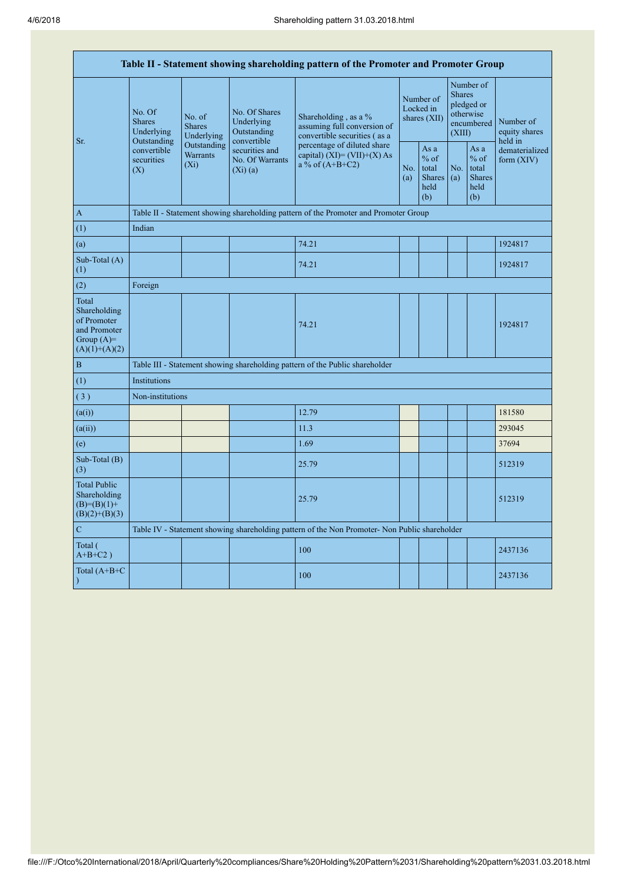| Table II - Statement showing shareholding pattern of the Promoter and Promoter Group | | | | | | | | | |
|---|---|---|---|---|---|---|---|---|---|
| Sr. | No. Of Shares Underlying Outstanding convertible securities (X) | No. of Shares Underlying Outstanding Warrants (Xi) | No. Of Shares Underlying Outstanding convertible securities and No. Of Warrants (Xi) (a) | Shareholding , as a % assuming full conversion of convertible securities ( as a percentage of diluted share capital) (XI)= (VII)+(X) As a % of (A+B+C2) | Number of Locked in shares (XII) | | Number of Shares pledged or otherwise encumbered (XIII) | | Number of equity shares held in dematerialized form (XIV) |
| | | | | | No. (a) | As a % of total Shares held (b) | No. (a) | As a % of total Shares held (b) | |
| A | Table II - Statement showing shareholding pattern of the Promoter and Promoter Group | | | | | | | | |
| (1) | Indian | | | | | | | | |
| (a) | | | | 74.21 | | | | | 1924817 |
| Sub-Total (A) (1) | | | | 74.21 | | | | | 1924817 |
| (2) | Foreign | | | | | | | | |
| Total Shareholding of Promoter and Promoter Group (A)= (A)(1)+(A)(2) | | | | 74.21 | | | | | 1924817 |
| B | Table III - Statement showing shareholding pattern of the Public shareholder | | | | | | | | |
| (1) | Institutions | | | | | | | | |
| ( 3 ) | Non-institutions | | | | | | | | |
| (a(i)) | | | | 12.79 | | | | | 181580 |
| (a(ii)) | | | | 11.3 | | | | | 293045 |
| (e) | | | | 1.69 | | | | | 37694 |
| Sub-Total (B) (3) | | | | 25.79 | | | | | 512319 |
| Total Public Shareholding (B)=(B)(1)+(B)(2)+(B)(3) | | | | 25.79 | | | | | 512319 |
| C | Table IV - Statement showing shareholding pattern of the Non Promoter- Non Public shareholder | | | | | | | | |
| Total ( A+B+C2 ) | | | | 100 | | | | | 2437136 |
| Total (A+B+C ) | | | | 100 | | | | | 2437136 |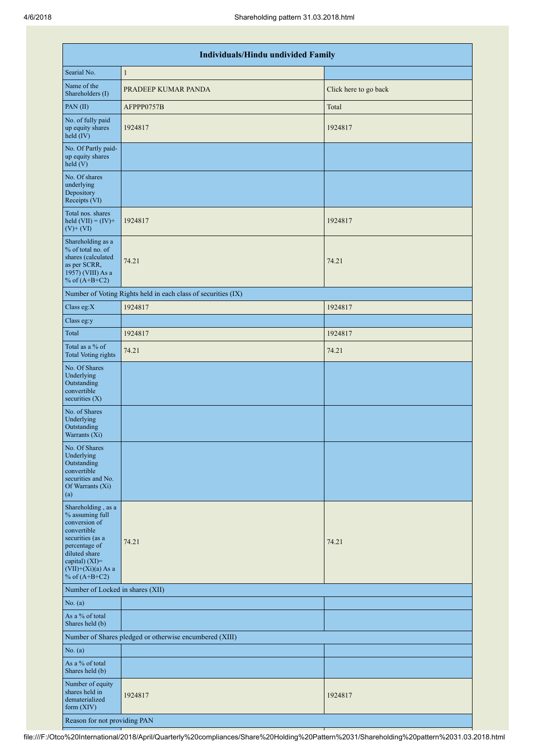| Individuals/Hindu undivided Family | | |
|---|---|---|
| Searial No. | 1 | |
| Name of the Shareholders (I) | PRADEEP KUMAR PANDA | Click here to go back |
| PAN (II) | AFPPP0757B | Total |
| No. of fully paid up equity shares held (IV) | 1924817 | 1924817 |
| No. Of Partly paid-up equity shares held (V) | | |
| No. Of shares underlying Depository Receipts (VI) | | |
| Total nos. shares held (VII) = (IV)+ (V)+ (VI) | 1924817 | 1924817 |
| Shareholding as a % of total no. of shares (calculated as per SCRR, 1957) (VIII) As a % of (A+B+C2) | 74.21 | 74.21 |
| Number of Voting Rights held in each class of securities (IX) | | |
| Class eg:X | 1924817 | 1924817 |
| Class eg:y | | |
| Total | 1924817 | 1924817 |
| Total as a % of Total Voting rights | 74.21 | 74.21 |
| No. Of Shares Underlying Outstanding convertible securities (X) | | |
| No. of Shares Underlying Outstanding Warrants (Xi) | | |
| No. Of Shares Underlying Outstanding convertible securities and No. Of Warrants (Xi) (a) | | |
| Shareholding , as a % assuming full conversion of convertible securities (as a percentage of diluted share capital) (XI)= (VII)+(Xi)(a) As a % of (A+B+C2) | 74.21 | 74.21 |
| Number of Locked in shares (XII) | | |
| No. (a) | | |
| As a % of total Shares held (b) | | |
| Number of Shares pledged or otherwise encumbered (XIII) | | |
| No. (a) | | |
| As a % of total Shares held (b) | | |
| Number of equity shares held in dematerialized form (XIV) | 1924817 | 1924817 |
| Reason for not providing PAN | | |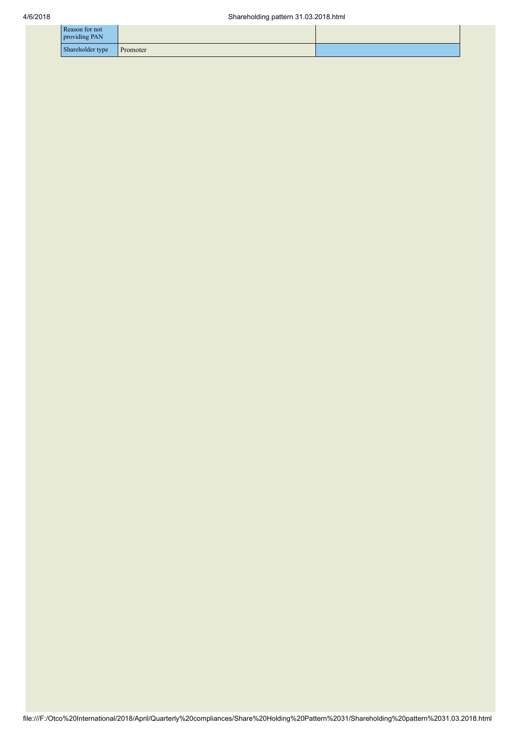| Reason for not providing PAN | | |
| --- | --- | --- |
| Shareholder type | Promoter | |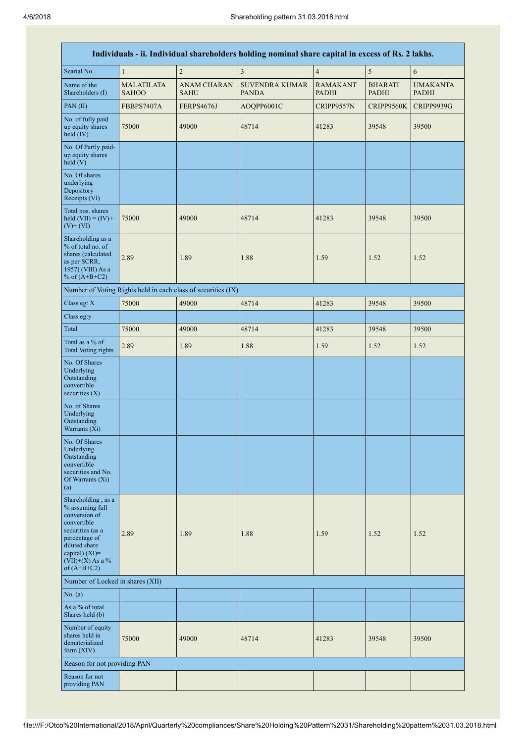| Individuals - ii. Individual shareholders holding nominal share capital in excess of Rs. 2 lakhs. | | | | | | |
|---|---|---|---|---|---|---|
| Searial No. | 1 | 2 | 3 | 4 | 5 | 6 |
| Name of the Shareholders (I) | MALATILATA SAHOO | ANAM CHARAN SAHU | SUVENDRA KUMAR PANDA | RAMAKANT PADHI | BHARATI PADHI | UMAKANTA PADHI |
| PAN (II) | FBBPS7407A | FERPS4676J | AOQPP6001C | CRIPP9557N | CRIPP9560K | CRIPP9939G |
| No. of fully paid up equity shares held (IV) | 75000 | 49000 | 48714 | 41283 | 39548 | 39500 |
| No. Of Partly paid-up equity shares held (V) | | | | | | |
| No. Of shares underlying Depository Receipts (VI) | | | | | | |
| Total nos. shares held (VII) = (IV)+(V)+ (VI) | 75000 | 49000 | 48714 | 41283 | 39548 | 39500 |
| Shareholding as a % of total no. of shares (calculated as per SCRR, 1957) (VIII) As a % of (A+B+C2) | 2.89 | 1.89 | 1.88 | 1.59 | 1.52 | 1.52 |
| Number of Voting Rights held in each class of securities (IX) | | | | | | |
| Class eg: X | 75000 | 49000 | 48714 | 41283 | 39548 | 39500 |
| Class eg:y | | | | | | |
| Total | 75000 | 49000 | 48714 | 41283 | 39548 | 39500 |
| Total as a % of Total Voting rights | 2.89 | 1.89 | 1.88 | 1.59 | 1.52 | 1.52 |
| No. Of Shares Underlying Outstanding convertible securities (X) | | | | | | |
| No. of Shares Underlying Outstanding Warrants (Xi) | | | | | | |
| No. Of Shares Underlying Outstanding convertible securities and No. Of Warrants (Xi) (a) | | | | | | |
| Shareholding , as a % assuming full conversion of convertible securities (as a percentage of diluted share capital) (XI)= (VII)+(X) As a % of (A+B+C2) | 2.89 | 1.89 | 1.88 | 1.59 | 1.52 | 1.52 |
| Number of Locked in shares (XII) | | | | | | |
| No. (a) | | | | | | |
| As a % of total Shares held (b) | | | | | | |
| Number of equity shares held in dematerialized form (XIV) | 75000 | 49000 | 48714 | 41283 | 39548 | 39500 |
| Reason for not providing PAN | | | | | | |
| Reason for not providing PAN | | | | | | |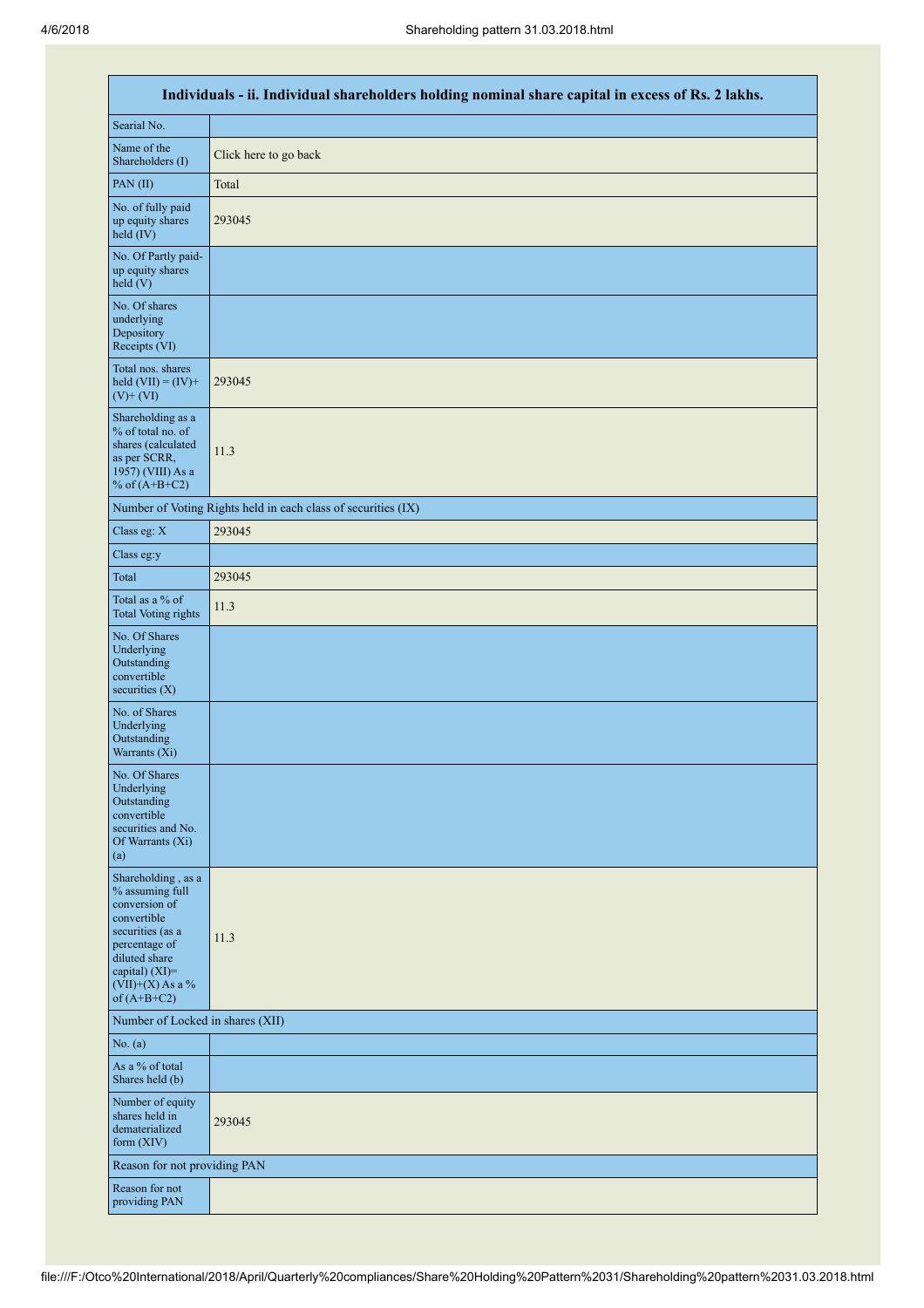| Individuals - ii. Individual shareholders holding nominal share capital in excess of Rs. 2 lakhs. | |
|---|---|
| Searial No. | |
| Name of the Shareholders (I) | Click here to go back |
| PAN (II) | Total |
| No. of fully paid up equity shares held (IV) | 293045 |
| No. Of Partly paid-up equity shares held (V) | |
| No. Of shares underlying Depository Receipts (VI) | |
| Total nos. shares held (VII) = (IV)+ (V)+ (VI) | 293045 |
| Shareholding as a % of total no. of shares (calculated as per SCRR, 1957) (VIII) As a % of (A+B+C2) | 11.3 |
| Number of Voting Rights held in each class of securities (IX) | |
| Class eg: X | 293045 |
| Class eg:y | |
| Total | 293045 |
| Total as a % of Total Voting rights | 11.3 |
| No. Of Shares Underlying Outstanding convertible securities (X) | |
| No. of Shares Underlying Outstanding Warrants (Xi) | |
| No. Of Shares Underlying Outstanding convertible securities and No. Of Warrants (Xi) (a) | |
| Shareholding , as a % assuming full conversion of convertible securities (as a percentage of diluted share capital) (XI)= (VII)+(X) As a % of (A+B+C2) | 11.3 |
| Number of Locked in shares (XII) | |
| No. (a) | |
| As a % of total Shares held (b) | |
| Number of equity shares held in dematerialized form (XIV) | 293045 |
| Reason for not providing PAN | |
| Reason for not providing PAN | |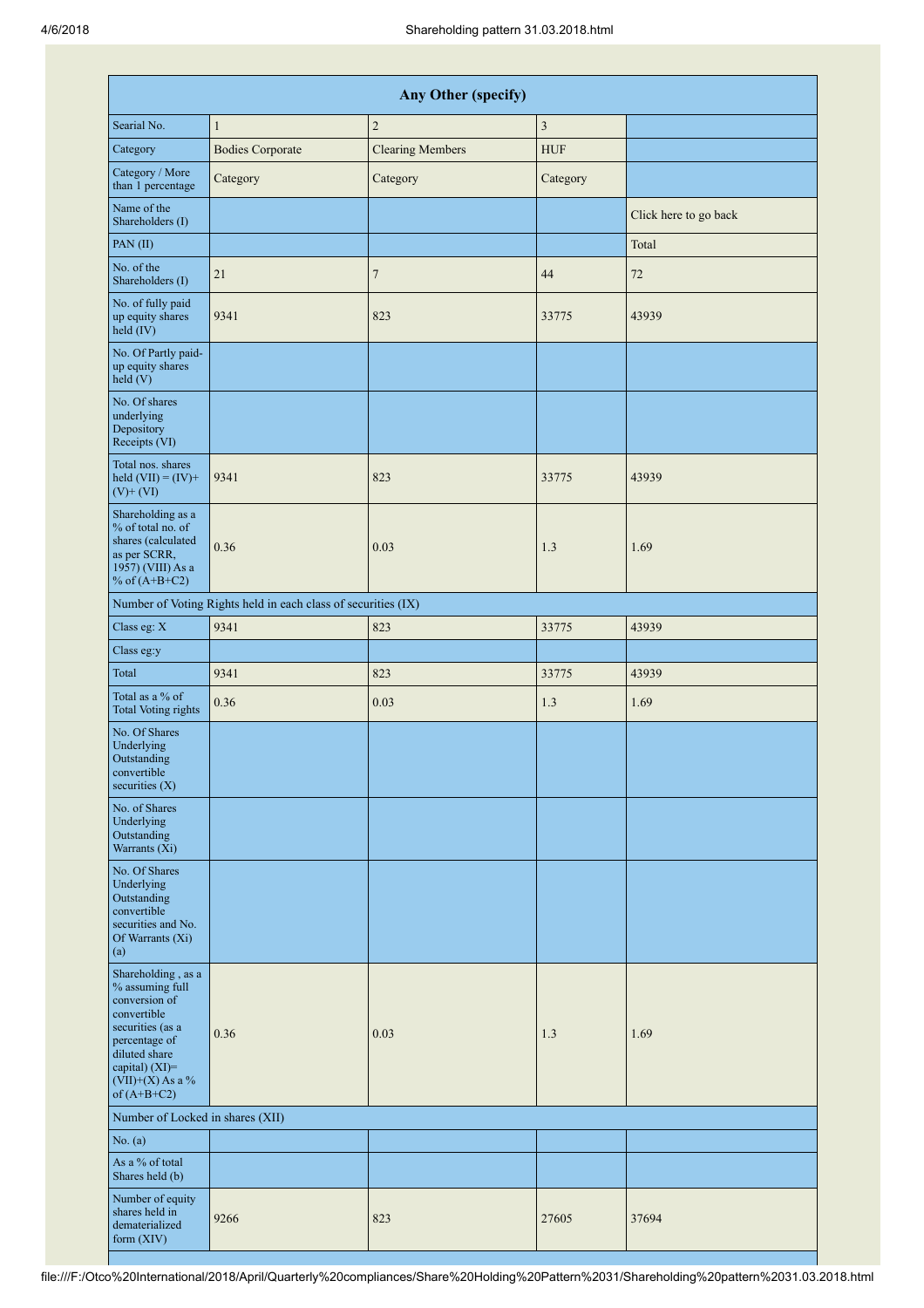| Any Other (specify) | | | | |
|---|---|---|---|---|
| Searial No. | 1 | 2 | 3 | |
| Category | Bodies Corporate | Clearing Members | HUF | |
| Category / More than 1 percentage | Category | Category | Category | |
| Name of the Shareholders (I) | | | | Click here to go back |
| PAN (II) | | | | Total |
| No. of the Shareholders (I) | 21 | 7 | 44 | 72 |
| No. of fully paid up equity shares held (IV) | 9341 | 823 | 33775 | 43939 |
| No. Of Partly paid-up equity shares held (V) | | | | |
| No. Of shares underlying Depository Receipts (VI) | | | | |
| Total nos. shares held (VII) = (IV)+(V)+ (VI) | 9341 | 823 | 33775 | 43939 |
| Shareholding as a % of total no. of shares (calculated as per SCRR, 1957) (VIII) As a % of (A+B+C2) | 0.36 | 0.03 | 1.3 | 1.69 |
| Number of Voting Rights held in each class of securities (IX) | | | | |
| Class eg: X | 9341 | 823 | 33775 | 43939 |
| Class eg:y | | | | |
| Total | 9341 | 823 | 33775 | 43939 |
| Total as a % of Total Voting rights | 0.36 | 0.03 | 1.3 | 1.69 |
| No. Of Shares Underlying Outstanding convertible securities (X) | | | | |
| No. of Shares Underlying Outstanding Warrants (Xi) | | | | |
| No. Of Shares Underlying Outstanding convertible securities and No. Of Warrants (Xi) (a) | | | | |
| Shareholding , as a % assuming full conversion of convertible securities (as a percentage of diluted share capital) (XI)= (VII)+(X) As a % of (A+B+C2) | 0.36 | 0.03 | 1.3 | 1.69 |
| Number of Locked in shares (XII) | | | | |
| No. (a) | | | | |
| As a % of total Shares held (b) | | | | |
| Number of equity shares held in dematerialized form (XIV) | 9266 | 823 | 27605 | 37694 |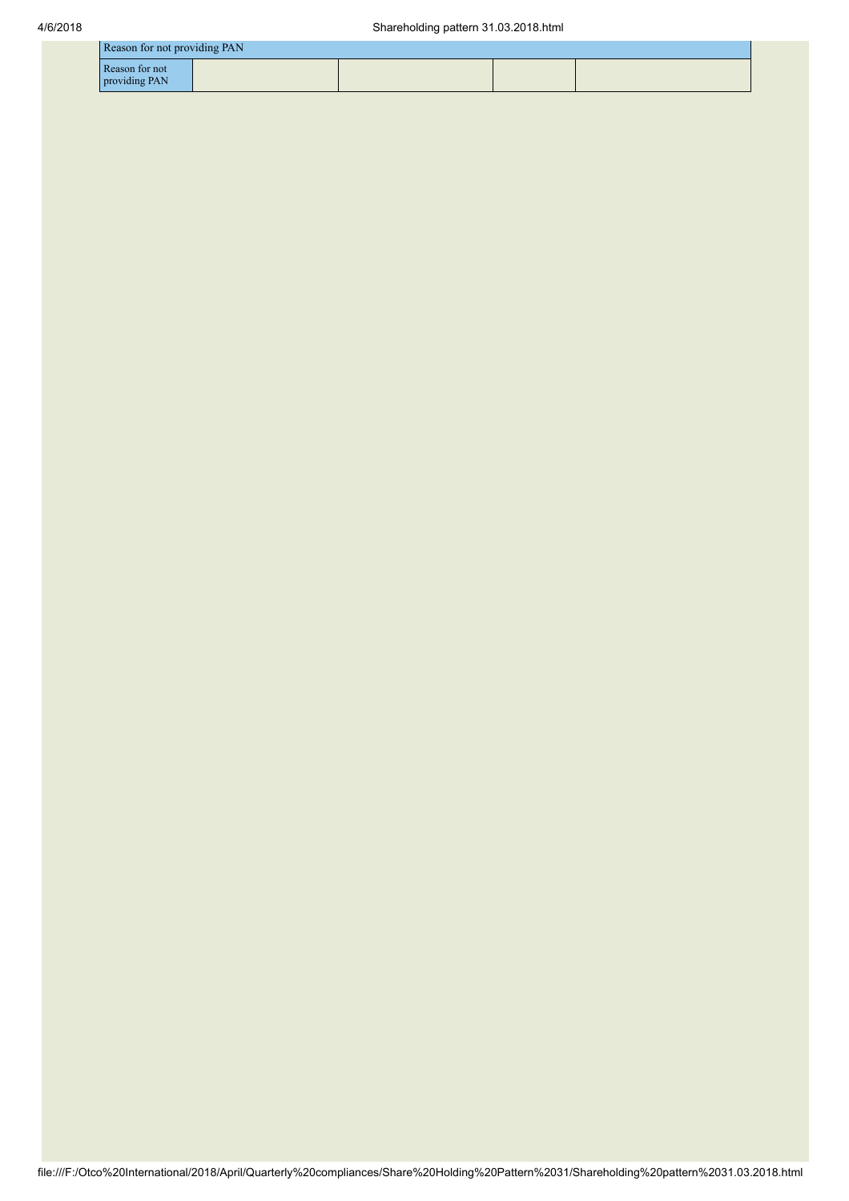| Reason for not providing PAN | | | | |
| --- | --- | --- | --- | --- |
| Reason for not providing PAN | | | | |